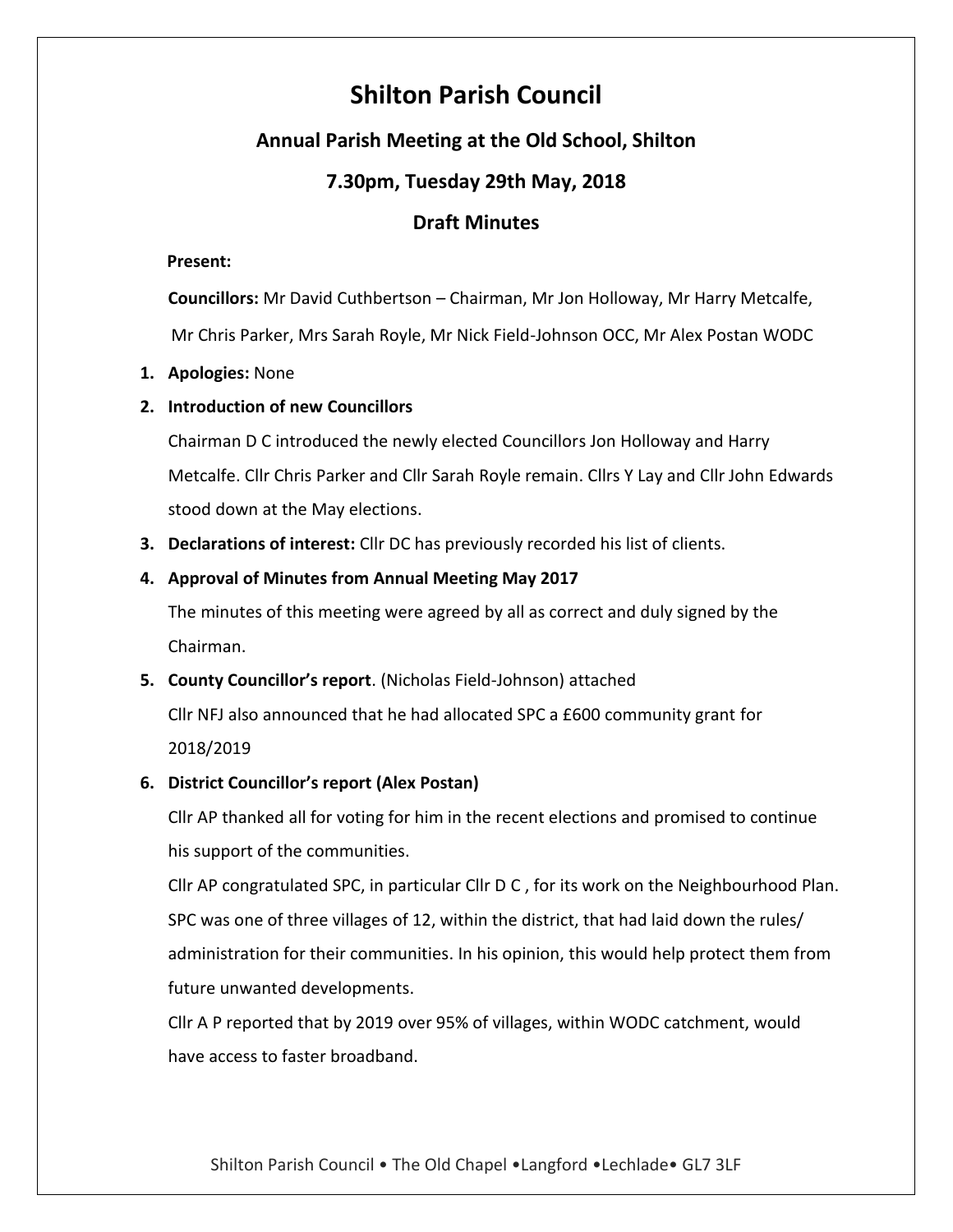# Shilton Parish Council

## Annual Parish Meeting at the Old School, Shilton

## 7.30pm, Tuesday 29th May, 2018

## Draft Minutes

**Present:**

**Councillors:** Mr David Cuthbertson – Chairman, Mr Jon Holloway, Mr Harry Metcalfe, Mr Chris Parker, Mrs Sarah Royle, Mr Nick Field-Johnson OCC, Mr Alex Postan WODC

1. **Apologies:** None
2. **Introduction of new Councillors**

   Chairman D C introduced the newly elected Councillors Jon Holloway and Harry Metcalfe. Cllr Chris Parker and Cllr Sarah Royle remain. Cllrs Y Lay and Cllr John Edwards stood down at the May elections.
3. **Declarations of interest:** Cllr DC has previously recorded his list of clients.
4. **Approval of Minutes from Annual Meeting May 2017**

   The minutes of this meeting were agreed by all as correct and duly signed by the Chairman.
5. **County Councillor's report**. (Nicholas Field-Johnson) attached

   Cllr NFJ also announced that he had allocated SPC a £600 community grant for 2018/2019
6. **District Councillor's report (Alex Postan)**

   Cllr AP thanked all for voting for him in the recent elections and promised to continue his support of the communities.

   Cllr AP congratulated SPC, in particular Cllr D C , for its work on the Neighbourhood Plan. SPC was one of three villages of 12, within the district, that had laid down the rules/ administration for their communities. In his opinion, this would help protect them from future unwanted developments.

   Cllr A P reported that by 2019 over 95% of villages, within WODC catchment, would have access to faster broadband.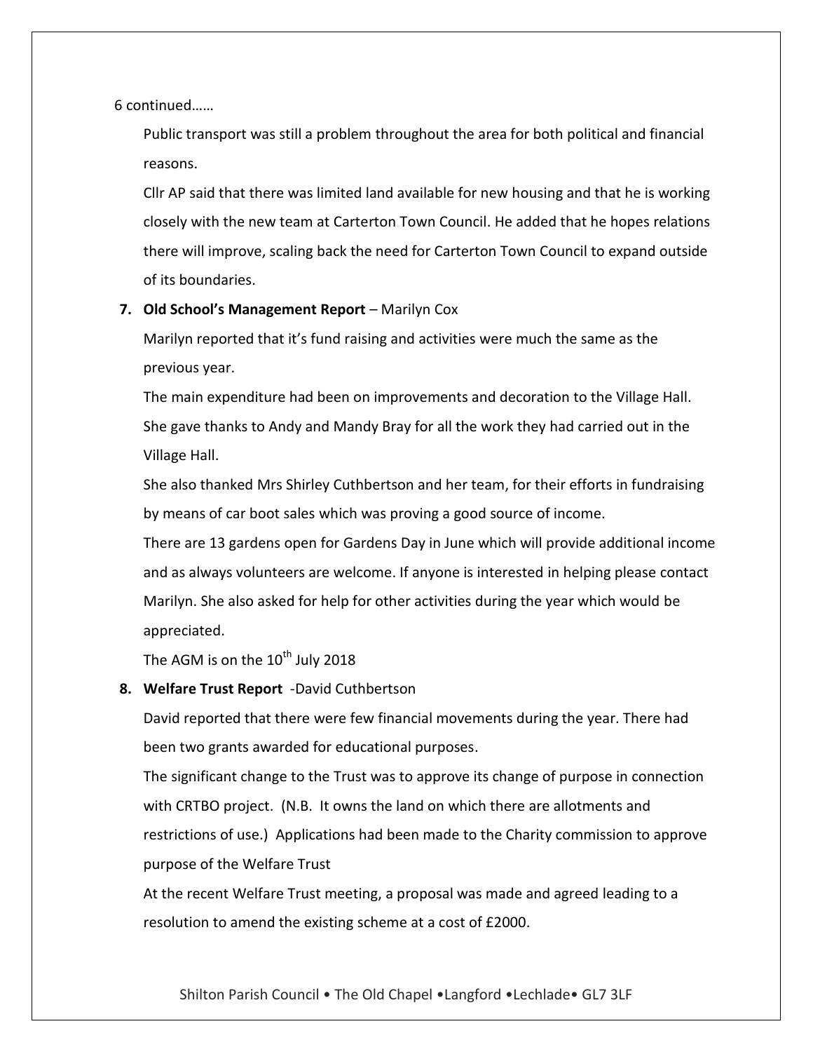6 continued……

Public transport was still a problem throughout the area for both political and financial reasons.

Cllr AP said that there was limited land available for new housing and that he is working closely with the new team at Carterton Town Council. He added that he hopes relations there will improve, scaling back the need for Carterton Town Council to expand outside of its boundaries.

7. **Old School's Management Report** – Marilyn Cox

   Marilyn reported that it's fund raising and activities were much the same as the previous year.

   The main expenditure had been on improvements and decoration to the Village Hall. She gave thanks to Andy and Mandy Bray for all the work they had carried out in the Village Hall.

   She also thanked Mrs Shirley Cuthbertson and her team, for their efforts in fundraising by means of car boot sales which was proving a good source of income.

   There are 13 gardens open for Gardens Day in June which will provide additional income and as always volunteers are welcome. If anyone is interested in helping please contact Marilyn. She also asked for help for other activities during the year which would be appreciated.

   The AGM is on the 10th July 2018

8. **Welfare Trust Report** -David Cuthbertson

   David reported that there were few financial movements during the year. There had been two grants awarded for educational purposes.

   The significant change to the Trust was to approve its change of purpose in connection with CRTBO project. (N.B. It owns the land on which there are allotments and restrictions of use.) Applications had been made to the Charity commission to approve purpose of the Welfare Trust

   At the recent Welfare Trust meeting, a proposal was made and agreed leading to a resolution to amend the existing scheme at a cost of £2000.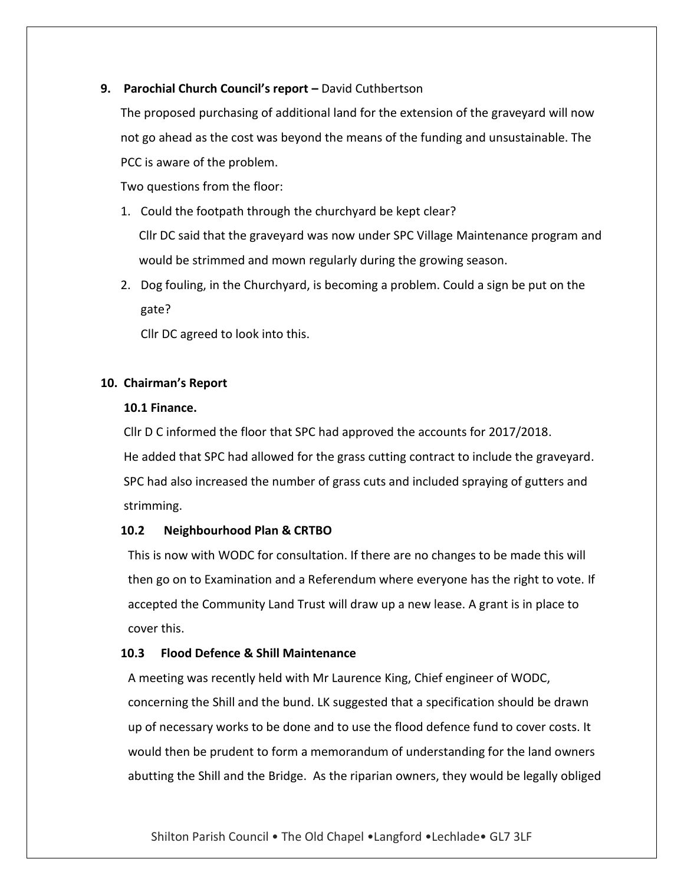**9. Parochial Church Council's report –** David Cuthbertson

The proposed purchasing of additional land for the extension of the graveyard will now not go ahead as the cost was beyond the means of the funding and unsustainable. The PCC is aware of the problem.

Two questions from the floor:

1. Could the footpath through the churchyard be kept clear?
   Cllr DC said that the graveyard was now under SPC Village Maintenance program and would be strimmed and mown regularly during the growing season.
2. Dog fouling, in the Churchyard, is becoming a problem. Could a sign be put on the gate?
   Cllr DC agreed to look into this.

**10. Chairman's Report**

**10.1 Finance.**

Cllr D C informed the floor that SPC had approved the accounts for 2017/2018.
He added that SPC had allowed for the grass cutting contract to include the graveyard. SPC had also increased the number of grass cuts and included spraying of gutters and strimming.

**10.2 Neighbourhood Plan & CRTBO**

This is now with WODC for consultation. If there are no changes to be made this will then go on to Examination and a Referendum where everyone has the right to vote. If accepted the Community Land Trust will draw up a new lease. A grant is in place to cover this.

**10.3 Flood Defence & Shill Maintenance**

A meeting was recently held with Mr Laurence King, Chief engineer of WODC, concerning the Shill and the bund. LK suggested that a specification should be drawn up of necessary works to be done and to use the flood defence fund to cover costs. It would then be prudent to form a memorandum of understanding for the land owners abutting the Shill and the Bridge. As the riparian owners, they would be legally obliged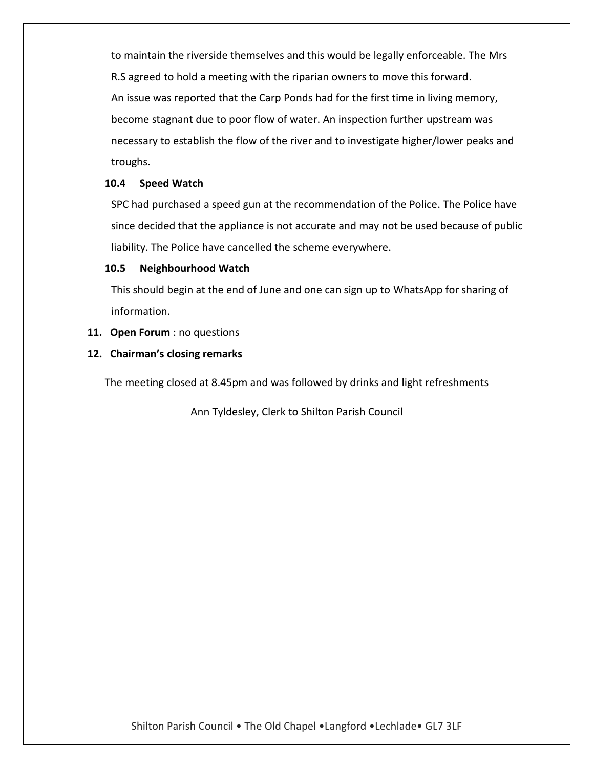to maintain the riverside themselves and this would be legally enforceable. The Mrs R.S agreed to hold a meeting with the riparian owners to move this forward.

An issue was reported that the Carp Ponds had for the first time in living memory, become stagnant due to poor flow of water. An inspection further upstream was necessary to establish the flow of the river and to investigate higher/lower peaks and troughs.

**10.4 Speed Watch**

SPC had purchased a speed gun at the recommendation of the Police. The Police have since decided that the appliance is not accurate and may not be used because of public liability. The Police have cancelled the scheme everywhere.

**10.5 Neighbourhood Watch**

This should begin at the end of June and one can sign up to WhatsApp for sharing of information.

**11. Open Forum** : no questions

**12. Chairman's closing remarks**

The meeting closed at 8.45pm and was followed by drinks and light refreshments

Ann Tyldesley, Clerk to Shilton Parish Council